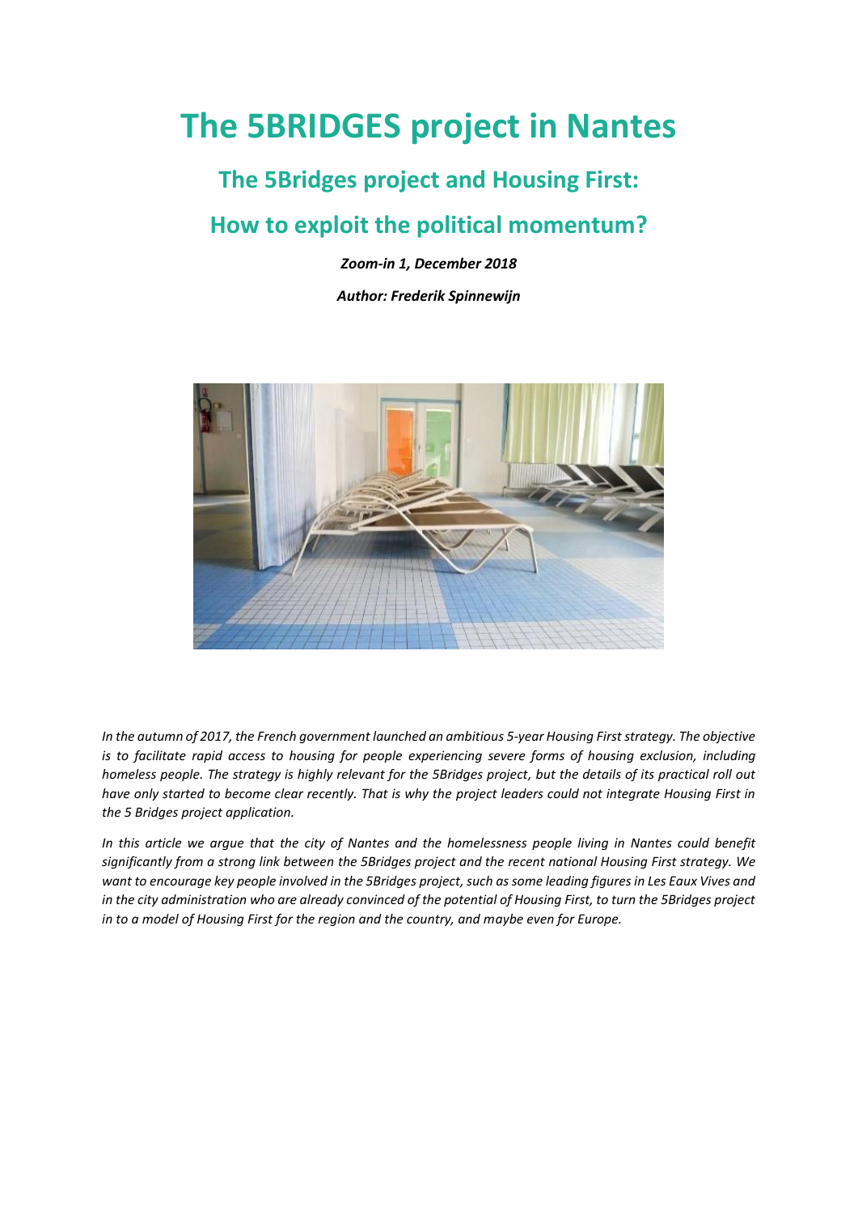# The 5BRIDGES project in Nantes

## The 5Bridges project and Housing First:

## How to exploit the political momentum?

***Zoom-in 1, December 2018***

***Author: Frederik Spinnewijn***

*In the autumn of 2017, the French government launched an ambitious 5-year Housing First strategy. The objective is to facilitate rapid access to housing for people experiencing severe forms of housing exclusion, including homeless people. The strategy is highly relevant for the 5Bridges project, but the details of its practical roll out have only started to become clear recently. That is why the project leaders could not integrate Housing First in the 5 Bridges project application.*

*In this article we argue that the city of Nantes and the homelessness people living in Nantes could benefit significantly from a strong link between the 5Bridges project and the recent national Housing First strategy. We want to encourage key people involved in the 5Bridges project, such as some leading figures in Les Eaux Vives and in the city administration who are already convinced of the potential of Housing First, to turn the 5Bridges project in to a model of Housing First for the region and the country, and maybe even for Europe.*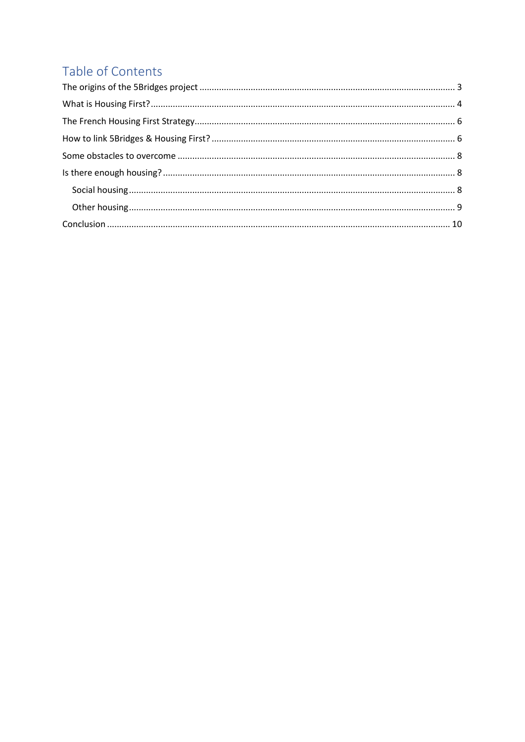# Table of Contents

The origins of the 5Bridges project ..... 3

What is Housing First? ..... 4

The French Housing First Strategy ..... 6

How to link 5Bridges & Housing First? ..... 6

Some obstacles to overcome ..... 8

Is there enough housing? ..... 8

- Social housing ..... 8
- Other housing ..... 9

Conclusion ..... 10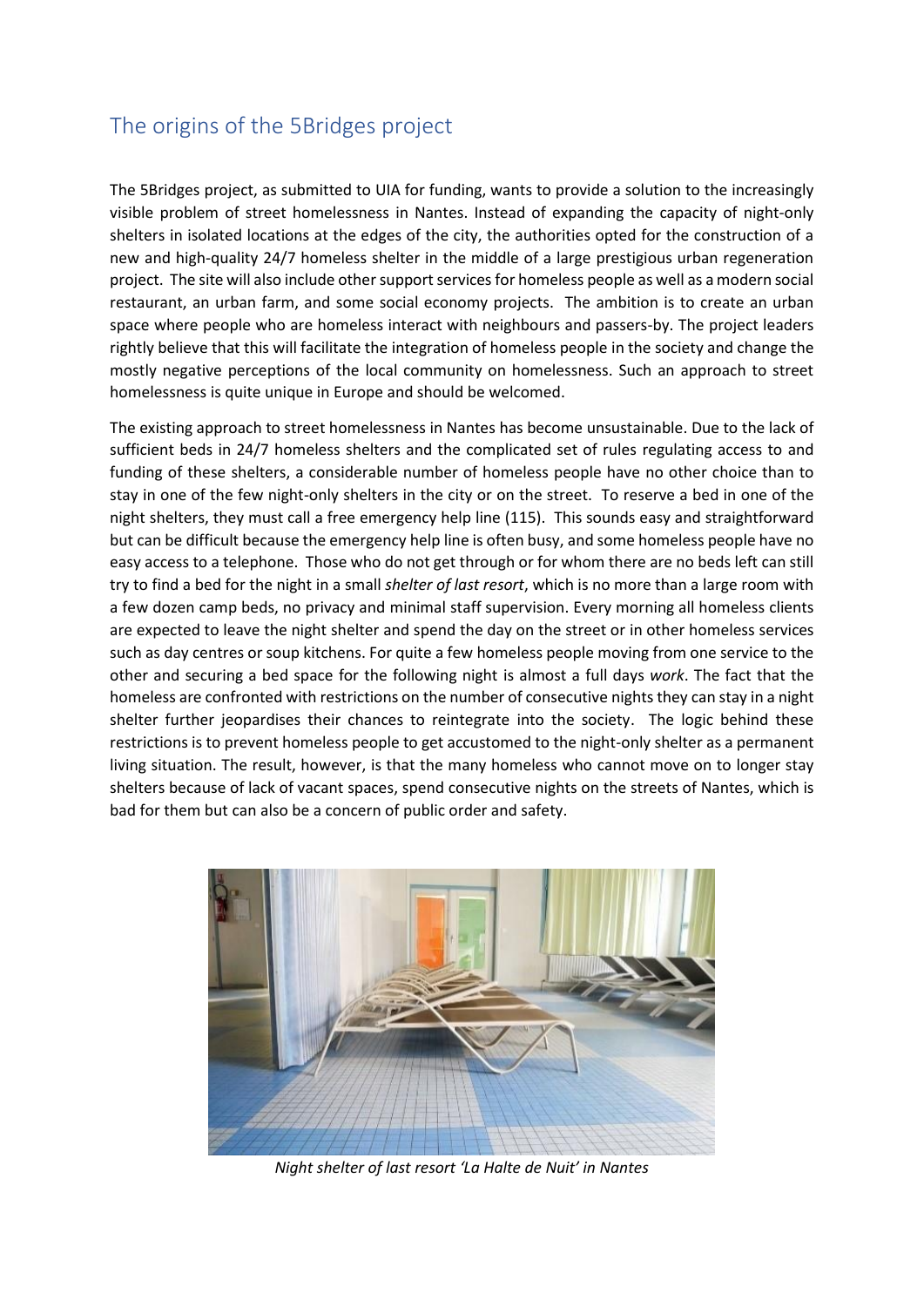## The origins of the 5Bridges project

The 5Bridges project, as submitted to UIA for funding, wants to provide a solution to the increasingly visible problem of street homelessness in Nantes. Instead of expanding the capacity of night-only shelters in isolated locations at the edges of the city, the authorities opted for the construction of a new and high-quality 24/7 homeless shelter in the middle of a large prestigious urban regeneration project. The site will also include other support services for homeless people as well as a modern social restaurant, an urban farm, and some social economy projects. The ambition is to create an urban space where people who are homeless interact with neighbours and passers-by. The project leaders rightly believe that this will facilitate the integration of homeless people in the society and change the mostly negative perceptions of the local community on homelessness. Such an approach to street homelessness is quite unique in Europe and should be welcomed.

The existing approach to street homelessness in Nantes has become unsustainable. Due to the lack of sufficient beds in 24/7 homeless shelters and the complicated set of rules regulating access to and funding of these shelters, a considerable number of homeless people have no other choice than to stay in one of the few night-only shelters in the city or on the street. To reserve a bed in one of the night shelters, they must call a free emergency help line (115). This sounds easy and straightforward but can be difficult because the emergency help line is often busy, and some homeless people have no easy access to a telephone. Those who do not get through or for whom there are no beds left can still try to find a bed for the night in a small *shelter of last resort*, which is no more than a large room with a few dozen camp beds, no privacy and minimal staff supervision. Every morning all homeless clients are expected to leave the night shelter and spend the day on the street or in other homeless services such as day centres or soup kitchens. For quite a few homeless people moving from one service to the other and securing a bed space for the following night is almost a full days *work*. The fact that the homeless are confronted with restrictions on the number of consecutive nights they can stay in a night shelter further jeopardises their chances to reintegrate into the society. The logic behind these restrictions is to prevent homeless people to get accustomed to the night-only shelter as a permanent living situation. The result, however, is that the many homeless who cannot move on to longer stay shelters because of lack of vacant spaces, spend consecutive nights on the streets of Nantes, which is bad for them but can also be a concern of public order and safety.

*Night shelter of last resort 'La Halte de Nuit' in Nantes*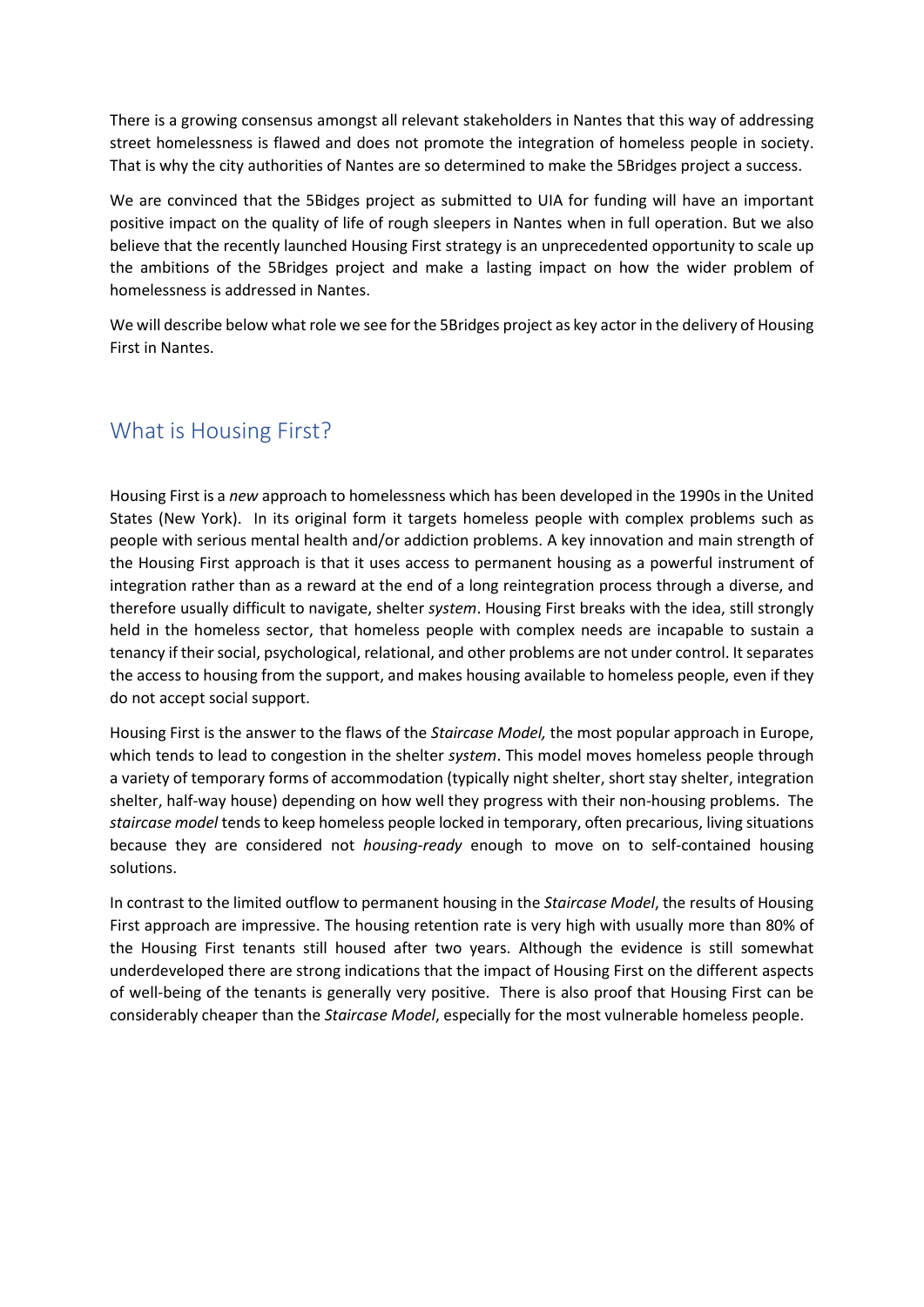There is a growing consensus amongst all relevant stakeholders in Nantes that this way of addressing street homelessness is flawed and does not promote the integration of homeless people in society. That is why the city authorities of Nantes are so determined to make the 5Bridges project a success.

We are convinced that the 5Bidges project as submitted to UIA for funding will have an important positive impact on the quality of life of rough sleepers in Nantes when in full operation. But we also believe that the recently launched Housing First strategy is an unprecedented opportunity to scale up the ambitions of the 5Bridges project and make a lasting impact on how the wider problem of homelessness is addressed in Nantes.

We will describe below what role we see for the 5Bridges project as key actor in the delivery of Housing First in Nantes.

## What is Housing First?

Housing First is a *new* approach to homelessness which has been developed in the 1990s in the United States (New York). In its original form it targets homeless people with complex problems such as people with serious mental health and/or addiction problems. A key innovation and main strength of the Housing First approach is that it uses access to permanent housing as a powerful instrument of integration rather than as a reward at the end of a long reintegration process through a diverse, and therefore usually difficult to navigate, shelter *system*. Housing First breaks with the idea, still strongly held in the homeless sector, that homeless people with complex needs are incapable to sustain a tenancy if their social, psychological, relational, and other problems are not under control. It separates the access to housing from the support, and makes housing available to homeless people, even if they do not accept social support.

Housing First is the answer to the flaws of the *Staircase Model,* the most popular approach in Europe, which tends to lead to congestion in the shelter *system*. This model moves homeless people through a variety of temporary forms of accommodation (typically night shelter, short stay shelter, integration shelter, half-way house) depending on how well they progress with their non-housing problems. The *staircase model* tends to keep homeless people locked in temporary, often precarious, living situations because they are considered not *housing-ready* enough to move on to self-contained housing solutions.

In contrast to the limited outflow to permanent housing in the *Staircase Model*, the results of Housing First approach are impressive. The housing retention rate is very high with usually more than 80% of the Housing First tenants still housed after two years. Although the evidence is still somewhat underdeveloped there are strong indications that the impact of Housing First on the different aspects of well-being of the tenants is generally very positive. There is also proof that Housing First can be considerably cheaper than the *Staircase Model*, especially for the most vulnerable homeless people.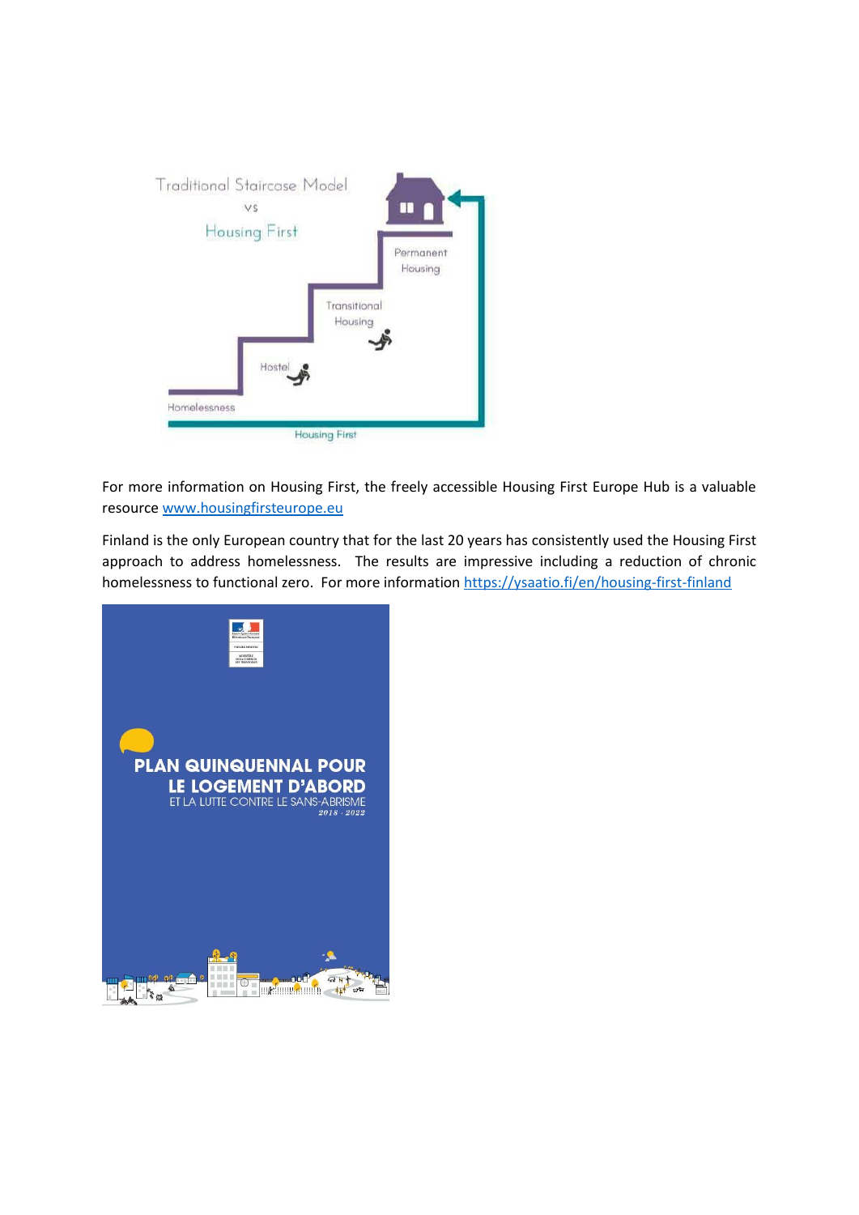For more information on Housing First, the freely accessible Housing First Europe Hub is a valuable resource [www.housingfirsteurope.eu](http://www.housingfirsteurope.eu)

Finland is the only European country that for the last 20 years has consistently used the Housing First approach to address homelessness. The results are impressive including a reduction of chronic homelessness to functional zero. For more information [https://ysaatio.fi/en/housing-first-finland](https://ysaatio.fi/en/housing-first-finland)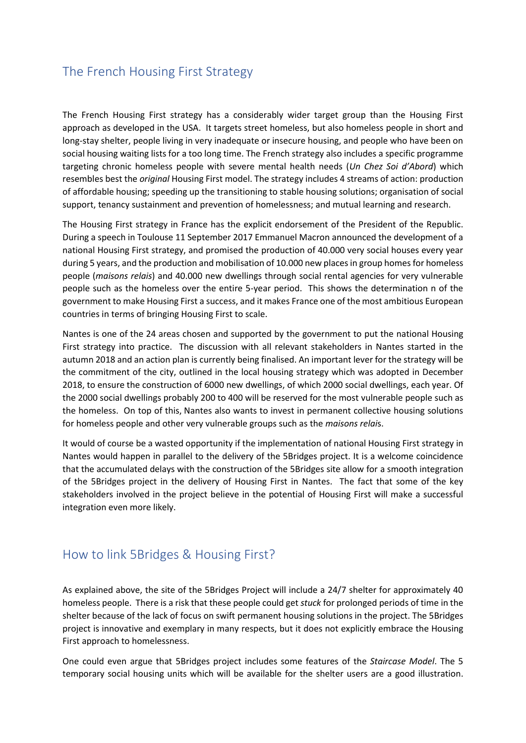## The French Housing First Strategy

The French Housing First strategy has a considerably wider target group than the Housing First approach as developed in the USA. It targets street homeless, but also homeless people in short and long-stay shelter, people living in very inadequate or insecure housing, and people who have been on social housing waiting lists for a too long time. The French strategy also includes a specific programme targeting chronic homeless people with severe mental health needs (*Un Chez Soi d'Abord*) which resembles best the *original* Housing First model. The strategy includes 4 streams of action: production of affordable housing; speeding up the transitioning to stable housing solutions; organisation of social support, tenancy sustainment and prevention of homelessness; and mutual learning and research.

The Housing First strategy in France has the explicit endorsement of the President of the Republic. During a speech in Toulouse 11 September 2017 Emmanuel Macron announced the development of a national Housing First strategy, and promised the production of 40.000 very social houses every year during 5 years, and the production and mobilisation of 10.000 new places in group homes for homeless people (*maisons relais*) and 40.000 new dwellings through social rental agencies for very vulnerable people such as the homeless over the entire 5-year period. This shows the determination n of the government to make Housing First a success, and it makes France one of the most ambitious European countries in terms of bringing Housing First to scale.

Nantes is one of the 24 areas chosen and supported by the government to put the national Housing First strategy into practice. The discussion with all relevant stakeholders in Nantes started in the autumn 2018 and an action plan is currently being finalised. An important lever for the strategy will be the commitment of the city, outlined in the local housing strategy which was adopted in December 2018, to ensure the construction of 6000 new dwellings, of which 2000 social dwellings, each year. Of the 2000 social dwellings probably 200 to 400 will be reserved for the most vulnerable people such as the homeless. On top of this, Nantes also wants to invest in permanent collective housing solutions for homeless people and other very vulnerable groups such as the *maisons relai*s.

It would of course be a wasted opportunity if the implementation of national Housing First strategy in Nantes would happen in parallel to the delivery of the 5Bridges project. It is a welcome coincidence that the accumulated delays with the construction of the 5Bridges site allow for a smooth integration of the 5Bridges project in the delivery of Housing First in Nantes. The fact that some of the key stakeholders involved in the project believe in the potential of Housing First will make a successful integration even more likely.

## How to link 5Bridges & Housing First?

As explained above, the site of the 5Bridges Project will include a 24/7 shelter for approximately 40 homeless people. There is a risk that these people could get *stuck* for prolonged periods of time in the shelter because of the lack of focus on swift permanent housing solutions in the project. The 5Bridges project is innovative and exemplary in many respects, but it does not explicitly embrace the Housing First approach to homelessness.

One could even argue that 5Bridges project includes some features of the *Staircase Model*. The 5 temporary social housing units which will be available for the shelter users are a good illustration.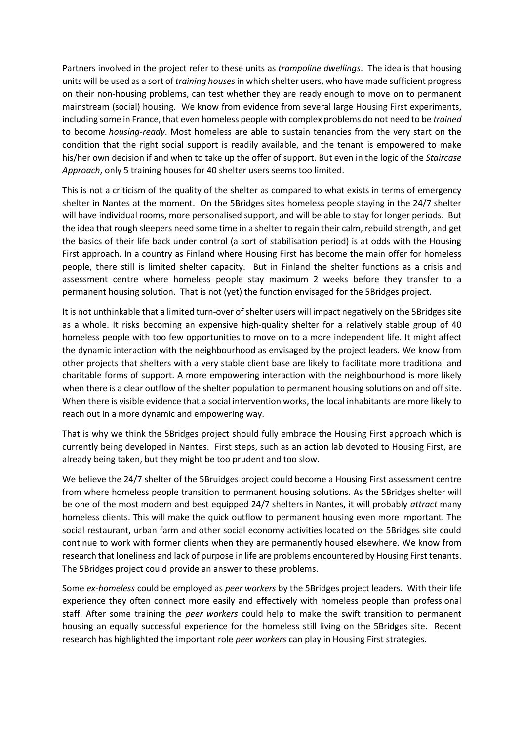Partners involved in the project refer to these units as *trampoline dwellings*. The idea is that housing units will be used as a sort of *training houses* in which shelter users, who have made sufficient progress on their non-housing problems, can test whether they are ready enough to move on to permanent mainstream (social) housing. We know from evidence from several large Housing First experiments, including some in France, that even homeless people with complex problems do not need to be *trained* to become *housing-ready*. Most homeless are able to sustain tenancies from the very start on the condition that the right social support is readily available, and the tenant is empowered to make his/her own decision if and when to take up the offer of support. But even in the logic of the *Staircase Approach*, only 5 training houses for 40 shelter users seems too limited.

This is not a criticism of the quality of the shelter as compared to what exists in terms of emergency shelter in Nantes at the moment. On the 5Bridges sites homeless people staying in the 24/7 shelter will have individual rooms, more personalised support, and will be able to stay for longer periods. But the idea that rough sleepers need some time in a shelter to regain their calm, rebuild strength, and get the basics of their life back under control (a sort of stabilisation period) is at odds with the Housing First approach. In a country as Finland where Housing First has become the main offer for homeless people, there still is limited shelter capacity. But in Finland the shelter functions as a crisis and assessment centre where homeless people stay maximum 2 weeks before they transfer to a permanent housing solution. That is not (yet) the function envisaged for the 5Bridges project.

It is not unthinkable that a limited turn-over of shelter users will impact negatively on the 5Bridges site as a whole. It risks becoming an expensive high-quality shelter for a relatively stable group of 40 homeless people with too few opportunities to move on to a more independent life. It might affect the dynamic interaction with the neighbourhood as envisaged by the project leaders. We know from other projects that shelters with a very stable client base are likely to facilitate more traditional and charitable forms of support. A more empowering interaction with the neighbourhood is more likely when there is a clear outflow of the shelter population to permanent housing solutions on and off site. When there is visible evidence that a social intervention works, the local inhabitants are more likely to reach out in a more dynamic and empowering way.

That is why we think the 5Bridges project should fully embrace the Housing First approach which is currently being developed in Nantes. First steps, such as an action lab devoted to Housing First, are already being taken, but they might be too prudent and too slow.

We believe the 24/7 shelter of the 5Bruidges project could become a Housing First assessment centre from where homeless people transition to permanent housing solutions. As the 5Bridges shelter will be one of the most modern and best equipped 24/7 shelters in Nantes, it will probably *attract* many homeless clients. This will make the quick outflow to permanent housing even more important. The social restaurant, urban farm and other social economy activities located on the 5Bridges site could continue to work with former clients when they are permanently housed elsewhere. We know from research that loneliness and lack of purpose in life are problems encountered by Housing First tenants. The 5Bridges project could provide an answer to these problems.

Some *ex-homeless* could be employed as *peer workers* by the 5Bridges project leaders. With their life experience they often connect more easily and effectively with homeless people than professional staff. After some training the *peer workers* could help to make the swift transition to permanent housing an equally successful experience for the homeless still living on the 5Bridges site. Recent research has highlighted the important role *peer workers* can play in Housing First strategies.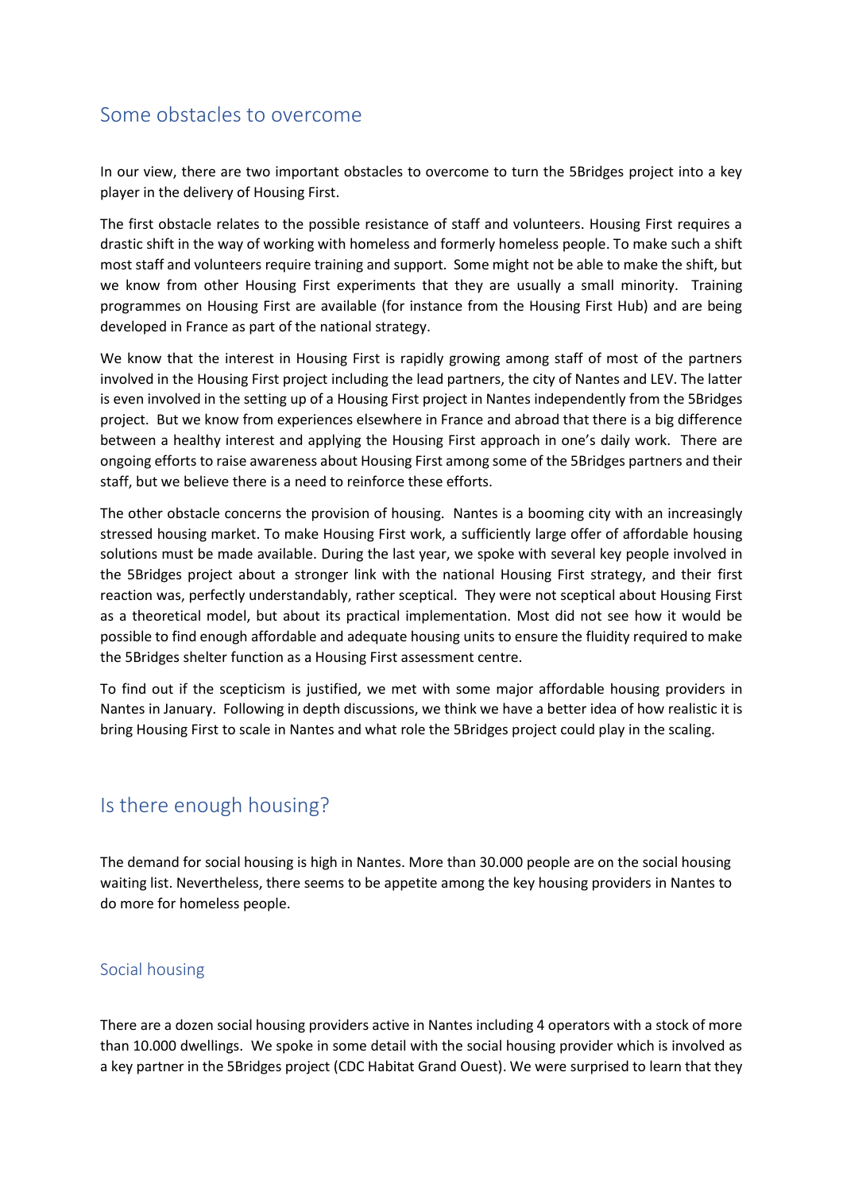## Some obstacles to overcome

In our view, there are two important obstacles to overcome to turn the 5Bridges project into a key player in the delivery of Housing First.

The first obstacle relates to the possible resistance of staff and volunteers. Housing First requires a drastic shift in the way of working with homeless and formerly homeless people. To make such a shift most staff and volunteers require training and support. Some might not be able to make the shift, but we know from other Housing First experiments that they are usually a small minority. Training programmes on Housing First are available (for instance from the Housing First Hub) and are being developed in France as part of the national strategy.

We know that the interest in Housing First is rapidly growing among staff of most of the partners involved in the Housing First project including the lead partners, the city of Nantes and LEV. The latter is even involved in the setting up of a Housing First project in Nantes independently from the 5Bridges project. But we know from experiences elsewhere in France and abroad that there is a big difference between a healthy interest and applying the Housing First approach in one's daily work. There are ongoing efforts to raise awareness about Housing First among some of the 5Bridges partners and their staff, but we believe there is a need to reinforce these efforts.

The other obstacle concerns the provision of housing. Nantes is a booming city with an increasingly stressed housing market. To make Housing First work, a sufficiently large offer of affordable housing solutions must be made available. During the last year, we spoke with several key people involved in the 5Bridges project about a stronger link with the national Housing First strategy, and their first reaction was, perfectly understandably, rather sceptical. They were not sceptical about Housing First as a theoretical model, but about its practical implementation. Most did not see how it would be possible to find enough affordable and adequate housing units to ensure the fluidity required to make the 5Bridges shelter function as a Housing First assessment centre.

To find out if the scepticism is justified, we met with some major affordable housing providers in Nantes in January. Following in depth discussions, we think we have a better idea of how realistic it is bring Housing First to scale in Nantes and what role the 5Bridges project could play in the scaling.

## Is there enough housing?

The demand for social housing is high in Nantes. More than 30.000 people are on the social housing waiting list. Nevertheless, there seems to be appetite among the key housing providers in Nantes to do more for homeless people.

### Social housing

There are a dozen social housing providers active in Nantes including 4 operators with a stock of more than 10.000 dwellings. We spoke in some detail with the social housing provider which is involved as a key partner in the 5Bridges project (CDC Habitat Grand Ouest). We were surprised to learn that they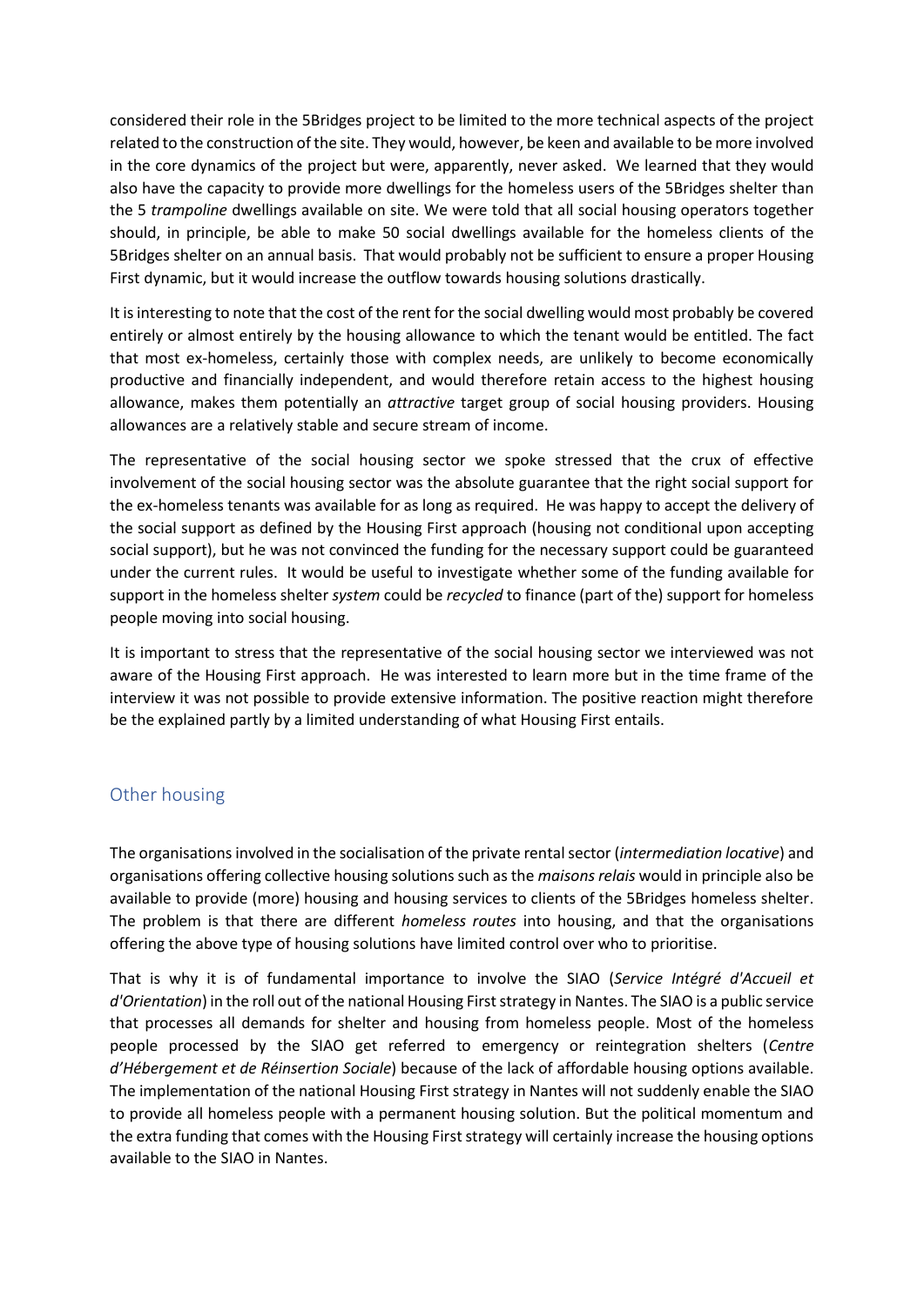considered their role in the 5Bridges project to be limited to the more technical aspects of the project related to the construction of the site. They would, however, be keen and available to be more involved in the core dynamics of the project but were, apparently, never asked. We learned that they would also have the capacity to provide more dwellings for the homeless users of the 5Bridges shelter than the 5 *trampoline* dwellings available on site. We were told that all social housing operators together should, in principle, be able to make 50 social dwellings available for the homeless clients of the 5Bridges shelter on an annual basis. That would probably not be sufficient to ensure a proper Housing First dynamic, but it would increase the outflow towards housing solutions drastically.

It is interesting to note that the cost of the rent for the social dwelling would most probably be covered entirely or almost entirely by the housing allowance to which the tenant would be entitled. The fact that most ex-homeless, certainly those with complex needs, are unlikely to become economically productive and financially independent, and would therefore retain access to the highest housing allowance, makes them potentially an *attractive* target group of social housing providers. Housing allowances are a relatively stable and secure stream of income.

The representative of the social housing sector we spoke stressed that the crux of effective involvement of the social housing sector was the absolute guarantee that the right social support for the ex-homeless tenants was available for as long as required. He was happy to accept the delivery of the social support as defined by the Housing First approach (housing not conditional upon accepting social support), but he was not convinced the funding for the necessary support could be guaranteed under the current rules. It would be useful to investigate whether some of the funding available for support in the homeless shelter *system* could be *recycled* to finance (part of the) support for homeless people moving into social housing.

It is important to stress that the representative of the social housing sector we interviewed was not aware of the Housing First approach. He was interested to learn more but in the time frame of the interview it was not possible to provide extensive information. The positive reaction might therefore be the explained partly by a limited understanding of what Housing First entails.

## Other housing

The organisations involved in the socialisation of the private rental sector (*intermediation locative*) and organisations offering collective housing solutions such as the *maisons relais* would in principle also be available to provide (more) housing and housing services to clients of the 5Bridges homeless shelter. The problem is that there are different *homeless routes* into housing, and that the organisations offering the above type of housing solutions have limited control over who to prioritise.

That is why it is of fundamental importance to involve the SIAO (*Service Intégré d'Accueil et d'Orientation*) in the roll out of the national Housing First strategy in Nantes. The SIAO is a public service that processes all demands for shelter and housing from homeless people. Most of the homeless people processed by the SIAO get referred to emergency or reintegration shelters (*Centre d'Hébergement et de Réinsertion Sociale*) because of the lack of affordable housing options available. The implementation of the national Housing First strategy in Nantes will not suddenly enable the SIAO to provide all homeless people with a permanent housing solution. But the political momentum and the extra funding that comes with the Housing First strategy will certainly increase the housing options available to the SIAO in Nantes.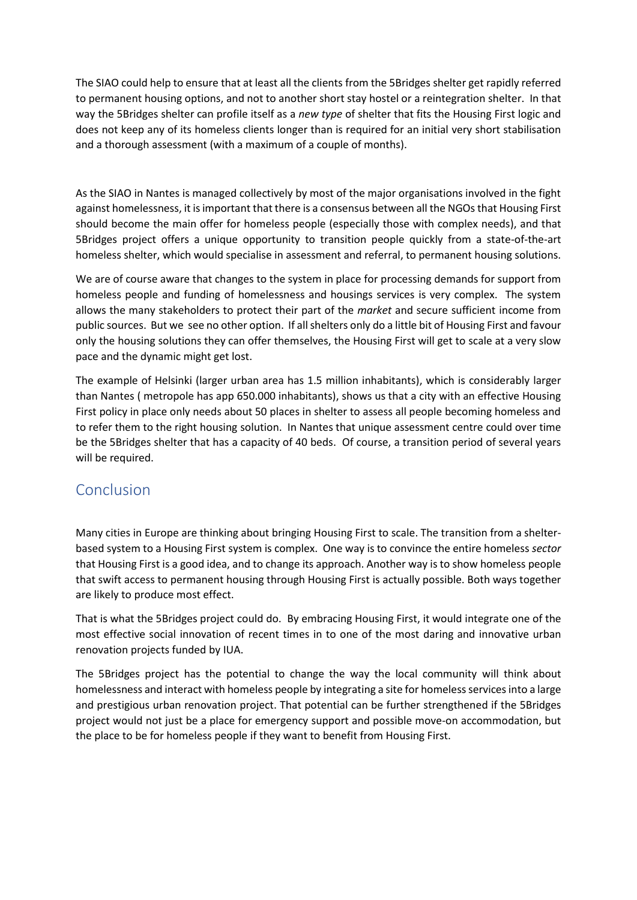The SIAO could help to ensure that at least all the clients from the 5Bridges shelter get rapidly referred to permanent housing options, and not to another short stay hostel or a reintegration shelter. In that way the 5Bridges shelter can profile itself as a *new type* of shelter that fits the Housing First logic and does not keep any of its homeless clients longer than is required for an initial very short stabilisation and a thorough assessment (with a maximum of a couple of months).

As the SIAO in Nantes is managed collectively by most of the major organisations involved in the fight against homelessness, it is important that there is a consensus between all the NGOs that Housing First should become the main offer for homeless people (especially those with complex needs), and that 5Bridges project offers a unique opportunity to transition people quickly from a state-of-the-art homeless shelter, which would specialise in assessment and referral, to permanent housing solutions.

We are of course aware that changes to the system in place for processing demands for support from homeless people and funding of homelessness and housings services is very complex. The system allows the many stakeholders to protect their part of the *market* and secure sufficient income from public sources. But we see no other option. If all shelters only do a little bit of Housing First and favour only the housing solutions they can offer themselves, the Housing First will get to scale at a very slow pace and the dynamic might get lost.

The example of Helsinki (larger urban area has 1.5 million inhabitants), which is considerably larger than Nantes ( metropole has app 650.000 inhabitants), shows us that a city with an effective Housing First policy in place only needs about 50 places in shelter to assess all people becoming homeless and to refer them to the right housing solution. In Nantes that unique assessment centre could over time be the 5Bridges shelter that has a capacity of 40 beds. Of course, a transition period of several years will be required.

## Conclusion

Many cities in Europe are thinking about bringing Housing First to scale. The transition from a shelter-based system to a Housing First system is complex. One way is to convince the entire homeless *sector* that Housing First is a good idea, and to change its approach. Another way is to show homeless people that swift access to permanent housing through Housing First is actually possible. Both ways together are likely to produce most effect.

That is what the 5Bridges project could do. By embracing Housing First, it would integrate one of the most effective social innovation of recent times in to one of the most daring and innovative urban renovation projects funded by IUA.

The 5Bridges project has the potential to change the way the local community will think about homelessness and interact with homeless people by integrating a site for homeless services into a large and prestigious urban renovation project. That potential can be further strengthened if the 5Bridges project would not just be a place for emergency support and possible move-on accommodation, but the place to be for homeless people if they want to benefit from Housing First.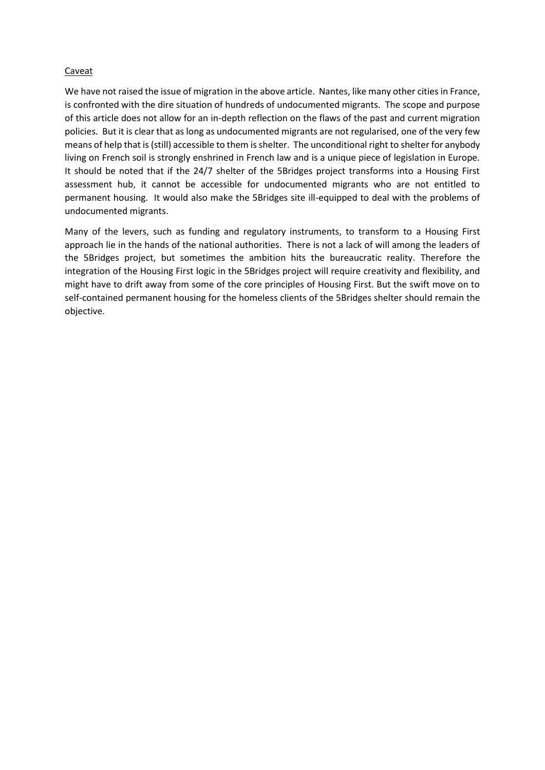Caveat

We have not raised the issue of migration in the above article. Nantes, like many other cities in France, is confronted with the dire situation of hundreds of undocumented migrants. The scope and purpose of this article does not allow for an in-depth reflection on the flaws of the past and current migration policies. But it is clear that as long as undocumented migrants are not regularised, one of the very few means of help that is (still) accessible to them is shelter. The unconditional right to shelter for anybody living on French soil is strongly enshrined in French law and is a unique piece of legislation in Europe. It should be noted that if the 24/7 shelter of the 5Bridges project transforms into a Housing First assessment hub, it cannot be accessible for undocumented migrants who are not entitled to permanent housing. It would also make the 5Bridges site ill-equipped to deal with the problems of undocumented migrants.

Many of the levers, such as funding and regulatory instruments, to transform to a Housing First approach lie in the hands of the national authorities. There is not a lack of will among the leaders of the 5Bridges project, but sometimes the ambition hits the bureaucratic reality. Therefore the integration of the Housing First logic in the 5Bridges project will require creativity and flexibility, and might have to drift away from some of the core principles of Housing First. But the swift move on to self-contained permanent housing for the homeless clients of the 5Bridges shelter should remain the objective.